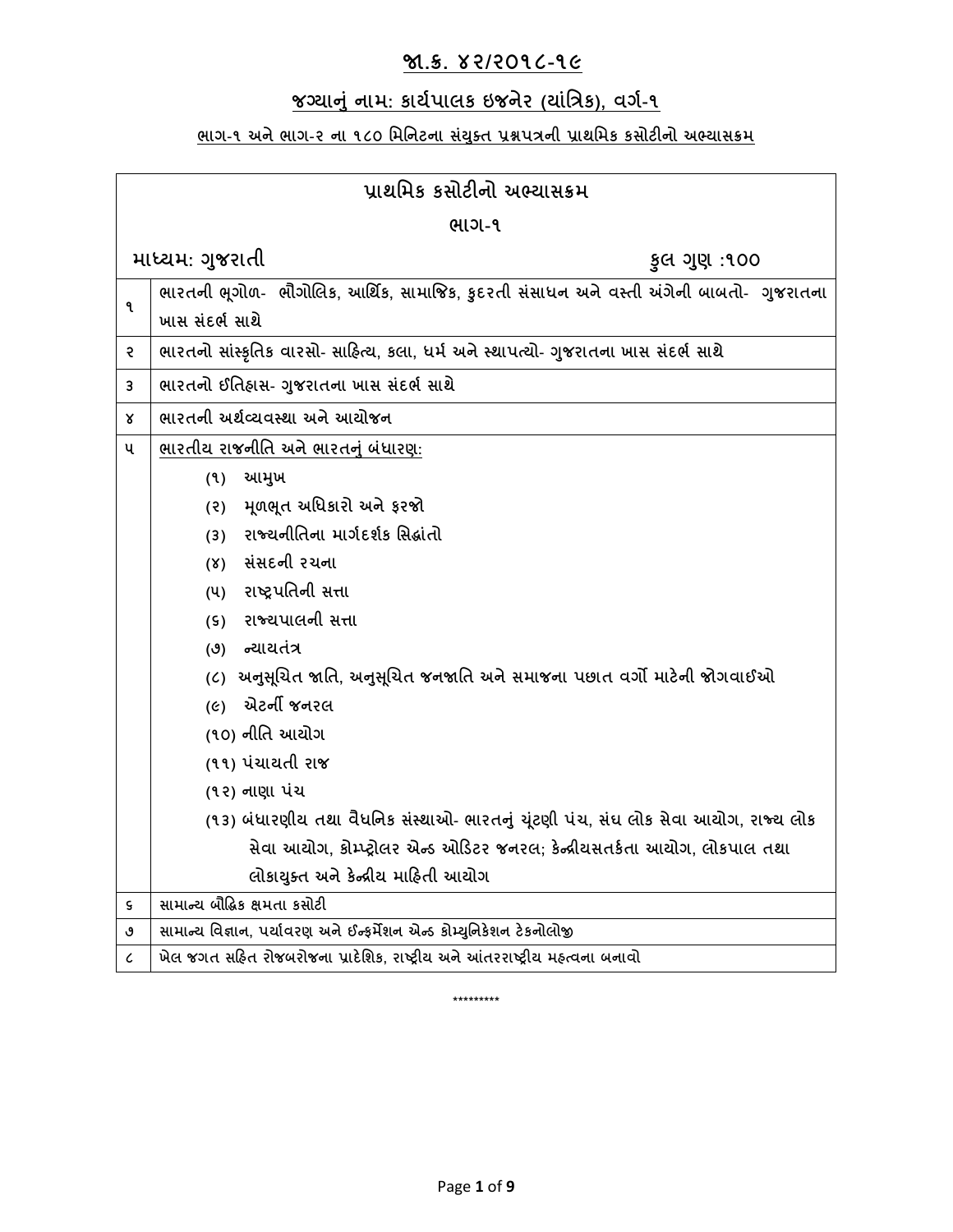## જા.ક. ૪૨/૨૦૧૮-૧૯

## જગ્યાનું નામ: કાર્યપાલક ઇજનેર (યાંત્રિક), વર્ગ-૧

### ભાગ-૧ અને ભાગ-૨ ના ૧૮૦ મિનિટના સંયુક્ત પ્રશ્નપત્રની પ્રાથમિક કસોટીનો અભ્યાસક્રમ

| પ્રાથમિક કસોટીનો અભ્યાસક્રમ | |
|---|---|
| ભાગ-૧ | |
| માધ્યમ: ગુજરાતી | કુલ ગુણ :૧૦૦ |
| ૧ | ભારતની ભૂગોળ- ભૌગોલિક, આર્થિક, સામાજિક, કુદરતી સંસાધન અને વસ્તી અંગેની બાબતો- ગુજરાતના ખાસ સંદર્ભ સાથે |
| ૨ | ભારતનો સાંસ્કૃતિક વારસો- સાહિત્ય, કલા, ધર્મ અને સ્થાપત્યો- ગુજરાતના ખાસ સંદર્ભ સાથે |
| ૩ | ભારતનો ઈતિહાસ- ગુજરાતના ખાસ સંદર્ભ સાથે |
| ૪ | ભારતની અર્થવ્યવસ્થા અને આયોજન |
| ૫ | ભારતીય રાજનીતિ અને ભારતનું બંધારણ:<br>(૧) આમુખ<br>(૨) મૂળભૂત અધિકારો અને ફરજો<br>(૩) રાજ્યનીતિના માર્ગદર્શક સિદ્ધાંતો<br>(૪) સંસદની રચના<br>(૫) રાષ્ટ્રપતિની સત્તા<br>(૬) રાજ્યપાલની સત્તા<br>(૭) ન્યાયતંત્ર<br>(૮) અનુસૂચિત જાતિ, અનુસૂચિત જનજાતિ અને સમાજના પછાત વર્ગો માટેની જોગવાઈઓ<br>(૯) એટર્ની જનરલ<br>(૧૦) નીતિ આયોગ<br>(૧૧) પંચાયતી રાજ<br>(૧૨) નાણા પંચ<br>(૧૩) બંધારણીય તથા વૈધનિક સંસ્થાઓ- ભારતનું ચૂંટણી પંચ, સંઘ લોક સેવા આયોગ, રાજ્ય લોક સેવા આયોગ, કોમ્પ્ટ્રોલર એન્ડ ઓડિટર જનરલ; કેન્દ્રીયસતર્કતા આયોગ, લોકપાલ તથા લોકાયુક્ત અને કેન્દ્રીય માહિતી આયોગ |
| ૬ | સામાન્ય બૌદ્ધિક ક્ષમતા કસોટી |
| ૭ | સામાન્ય વિજ્ઞાન, પર્યાવરણ અને ઈન્ફર્મેશન એન્ડ કોમ્યુનિકેશન ટેકનોલોજી |
| ૮ | ખેલ જગત સહિત રોજબરોજના પ્રાદેશિક, રાષ્ટ્રીય અને આંતરરાષ્ટ્રીય મહત્વના બનાવો |

*********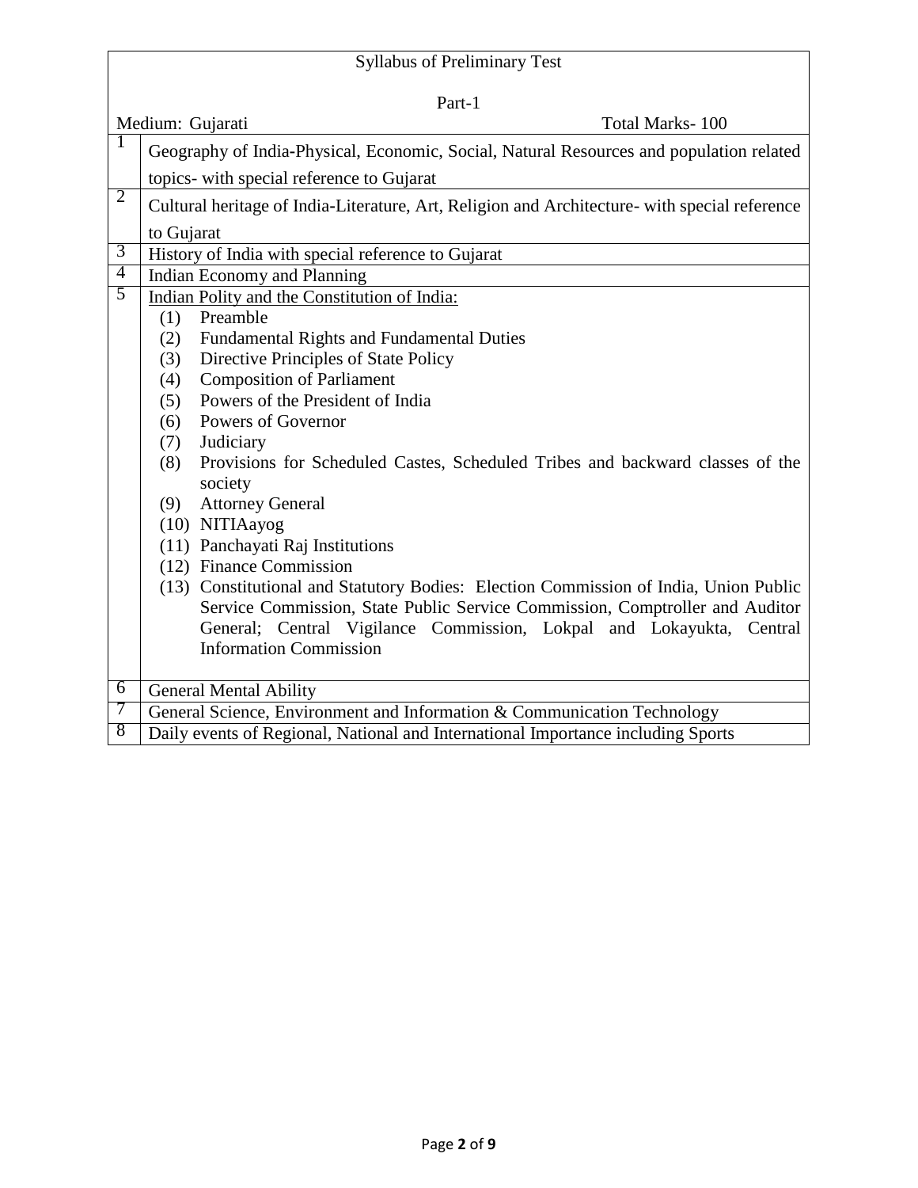| Syllabus of Preliminary Test<br><br>Part-1<br><br>Medium: Gujarati Total Marks- 100 | |
|---|---|
| 1 | Geography of India-Physical, Economic, Social, Natural Resources and population related topics- with special reference to Gujarat |
| 2 | Cultural heritage of India-Literature, Art, Religion and Architecture- with special reference to Gujarat |
| 3 | History of India with special reference to Gujarat |
| 4 | Indian Economy and Planning |
| 5 | Indian Polity and the Constitution of India:<br>(1) Preamble<br>(2) Fundamental Rights and Fundamental Duties<br>(3) Directive Principles of State Policy<br>(4) Composition of Parliament<br>(5) Powers of the President of India<br>(6) Powers of Governor<br>(7) Judiciary<br>(8) Provisions for Scheduled Castes, Scheduled Tribes and backward classes of the society<br>(9) Attorney General<br>(10) NITIAayog<br>(11) Panchayati Raj Institutions<br>(12) Finance Commission<br>(13) Constitutional and Statutory Bodies: Election Commission of India, Union Public Service Commission, State Public Service Commission, Comptroller and Auditor General; Central Vigilance Commission, Lokpal and Lokayukta, Central Information Commission |
| 6 | General Mental Ability |
| 7 | General Science, Environment and Information & Communication Technology |
| 8 | Daily events of Regional, National and International Importance including Sports |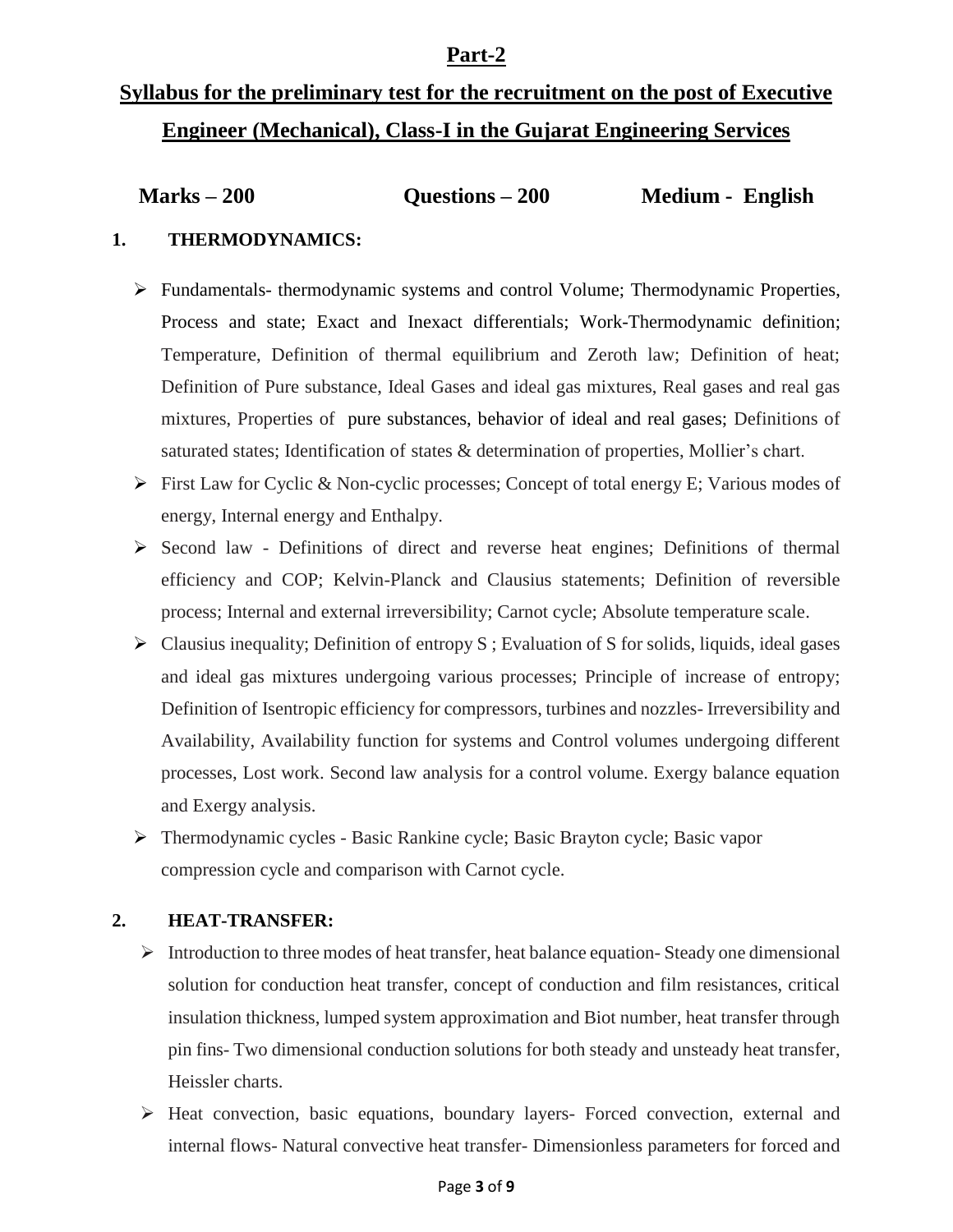## Part-2

## Syllabus for the preliminary test for the recruitment on the post of Executive Engineer (Mechanical), Class-I in the Gujarat Engineering Services

**Marks – 200 Questions – 200 Medium - English**

### 1. THERMODYNAMICS:

- Fundamentals- thermodynamic systems and control Volume; Thermodynamic Properties, Process and state; Exact and Inexact differentials; Work-Thermodynamic definition; Temperature, Definition of thermal equilibrium and Zeroth law; Definition of heat; Definition of Pure substance, Ideal Gases and ideal gas mixtures, Real gases and real gas mixtures, Properties of pure substances, behavior of ideal and real gases; Definitions of saturated states; Identification of states & determination of properties, Mollier's chart.
- First Law for Cyclic & Non-cyclic processes; Concept of total energy E; Various modes of energy, Internal energy and Enthalpy.
- Second law - Definitions of direct and reverse heat engines; Definitions of thermal efficiency and COP; Kelvin-Planck and Clausius statements; Definition of reversible process; Internal and external irreversibility; Carnot cycle; Absolute temperature scale.
- Clausius inequality; Definition of entropy S ; Evaluation of S for solids, liquids, ideal gases and ideal gas mixtures undergoing various processes; Principle of increase of entropy; Definition of Isentropic efficiency for compressors, turbines and nozzles- Irreversibility and Availability, Availability function for systems and Control volumes undergoing different processes, Lost work. Second law analysis for a control volume. Exergy balance equation and Exergy analysis.
- Thermodynamic cycles - Basic Rankine cycle; Basic Brayton cycle; Basic vapor compression cycle and comparison with Carnot cycle.

### 2. HEAT-TRANSFER:

- Introduction to three modes of heat transfer, heat balance equation- Steady one dimensional solution for conduction heat transfer, concept of conduction and film resistances, critical insulation thickness, lumped system approximation and Biot number, heat transfer through pin fins- Two dimensional conduction solutions for both steady and unsteady heat transfer, Heissler charts.
- Heat convection, basic equations, boundary layers- Forced convection, external and internal flows- Natural convective heat transfer- Dimensionless parameters for forced and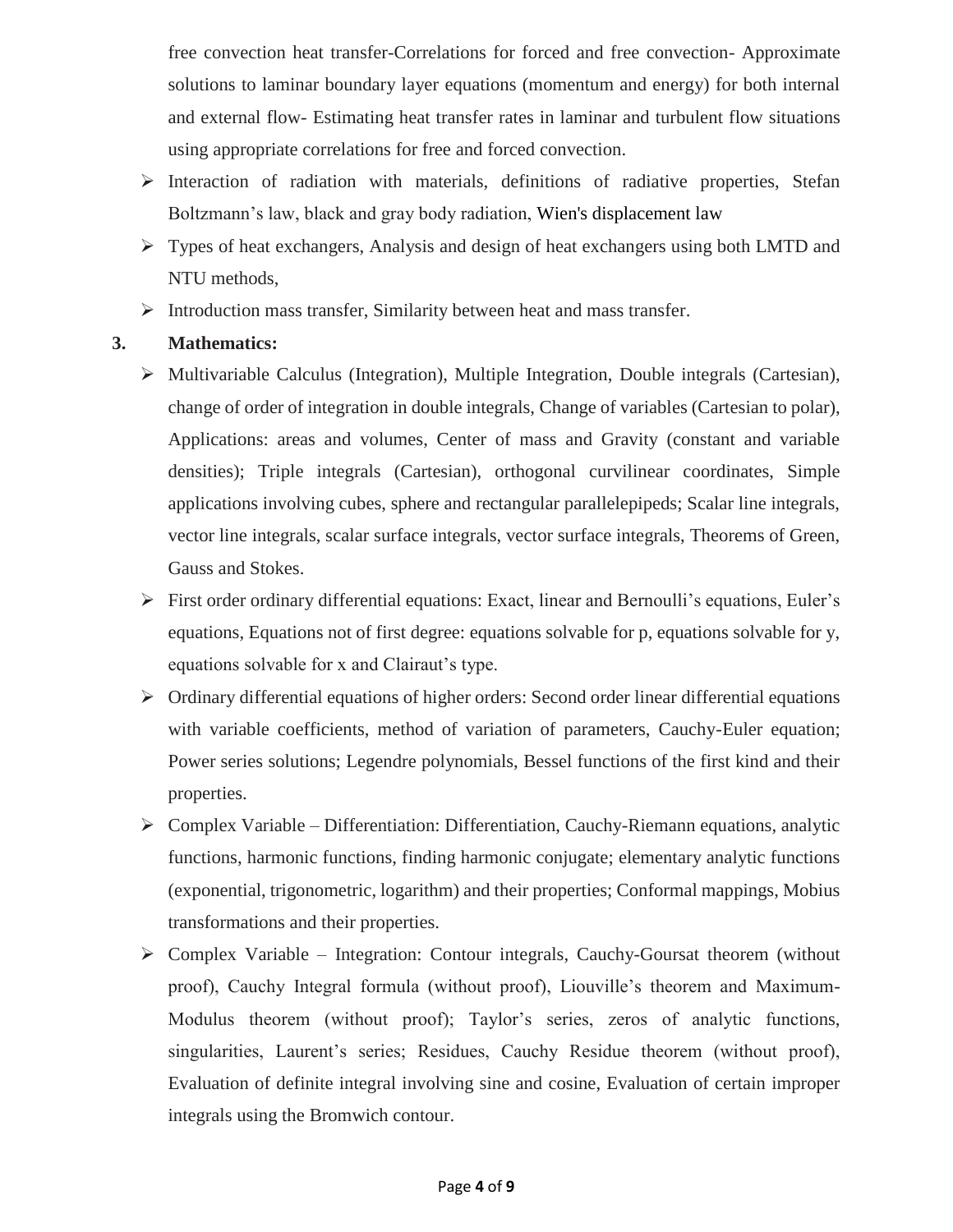free convection heat transfer-Correlations for forced and free convection- Approximate solutions to laminar boundary layer equations (momentum and energy) for both internal and external flow- Estimating heat transfer rates in laminar and turbulent flow situations using appropriate correlations for free and forced convection.

- Interaction of radiation with materials, definitions of radiative properties, Stefan Boltzmann's law, black and gray body radiation, Wien's displacement law
- Types of heat exchangers, Analysis and design of heat exchangers using both LMTD and NTU methods,
- Introduction mass transfer, Similarity between heat and mass transfer.

**3. Mathematics:**

- Multivariable Calculus (Integration), Multiple Integration, Double integrals (Cartesian), change of order of integration in double integrals, Change of variables (Cartesian to polar), Applications: areas and volumes, Center of mass and Gravity (constant and variable densities); Triple integrals (Cartesian), orthogonal curvilinear coordinates, Simple applications involving cubes, sphere and rectangular parallelepipeds; Scalar line integrals, vector line integrals, scalar surface integrals, vector surface integrals, Theorems of Green, Gauss and Stokes.
- First order ordinary differential equations: Exact, linear and Bernoulli's equations, Euler's equations, Equations not of first degree: equations solvable for p, equations solvable for y, equations solvable for x and Clairaut's type.
- Ordinary differential equations of higher orders: Second order linear differential equations with variable coefficients, method of variation of parameters, Cauchy-Euler equation; Power series solutions; Legendre polynomials, Bessel functions of the first kind and their properties.
- Complex Variable – Differentiation: Differentiation, Cauchy-Riemann equations, analytic functions, harmonic functions, finding harmonic conjugate; elementary analytic functions (exponential, trigonometric, logarithm) and their properties; Conformal mappings, Mobius transformations and their properties.
- Complex Variable – Integration: Contour integrals, Cauchy-Goursat theorem (without proof), Cauchy Integral formula (without proof), Liouville's theorem and Maximum-Modulus theorem (without proof); Taylor's series, zeros of analytic functions, singularities, Laurent's series; Residues, Cauchy Residue theorem (without proof), Evaluation of definite integral involving sine and cosine, Evaluation of certain improper integrals using the Bromwich contour.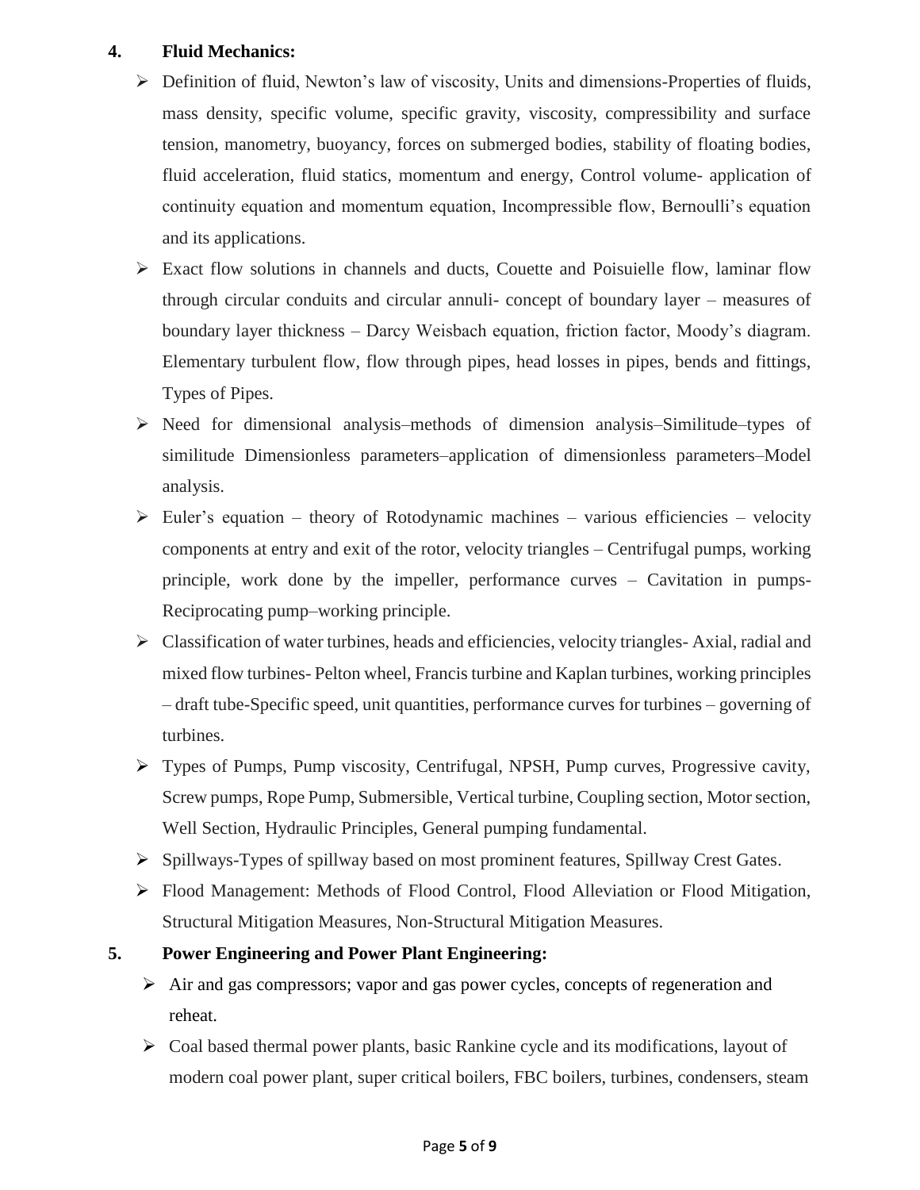**4. Fluid Mechanics:**

- Definition of fluid, Newton's law of viscosity, Units and dimensions-Properties of fluids, mass density, specific volume, specific gravity, viscosity, compressibility and surface tension, manometry, buoyancy, forces on submerged bodies, stability of floating bodies, fluid acceleration, fluid statics, momentum and energy, Control volume- application of continuity equation and momentum equation, Incompressible flow, Bernoulli's equation and its applications.
- Exact flow solutions in channels and ducts, Couette and Poisuielle flow, laminar flow through circular conduits and circular annuli- concept of boundary layer – measures of boundary layer thickness – Darcy Weisbach equation, friction factor, Moody's diagram. Elementary turbulent flow, flow through pipes, head losses in pipes, bends and fittings, Types of Pipes.
- Need for dimensional analysis–methods of dimension analysis–Similitude–types of similitude Dimensionless parameters–application of dimensionless parameters–Model analysis.
- Euler's equation – theory of Rotodynamic machines – various efficiencies – velocity components at entry and exit of the rotor, velocity triangles – Centrifugal pumps, working principle, work done by the impeller, performance curves – Cavitation in pumps-Reciprocating pump–working principle.
- Classification of water turbines, heads and efficiencies, velocity triangles- Axial, radial and mixed flow turbines- Pelton wheel, Francis turbine and Kaplan turbines, working principles – draft tube-Specific speed, unit quantities, performance curves for turbines – governing of turbines.
- Types of Pumps, Pump viscosity, Centrifugal, NPSH, Pump curves, Progressive cavity, Screw pumps, Rope Pump, Submersible, Vertical turbine, Coupling section, Motor section, Well Section, Hydraulic Principles, General pumping fundamental.
- Spillways-Types of spillway based on most prominent features, Spillway Crest Gates.
- Flood Management: Methods of Flood Control, Flood Alleviation or Flood Mitigation, Structural Mitigation Measures, Non-Structural Mitigation Measures.

**5. Power Engineering and Power Plant Engineering:**

- Air and gas compressors; vapor and gas power cycles, concepts of regeneration and reheat.
- Coal based thermal power plants, basic Rankine cycle and its modifications, layout of modern coal power plant, super critical boilers, FBC boilers, turbines, condensers, steam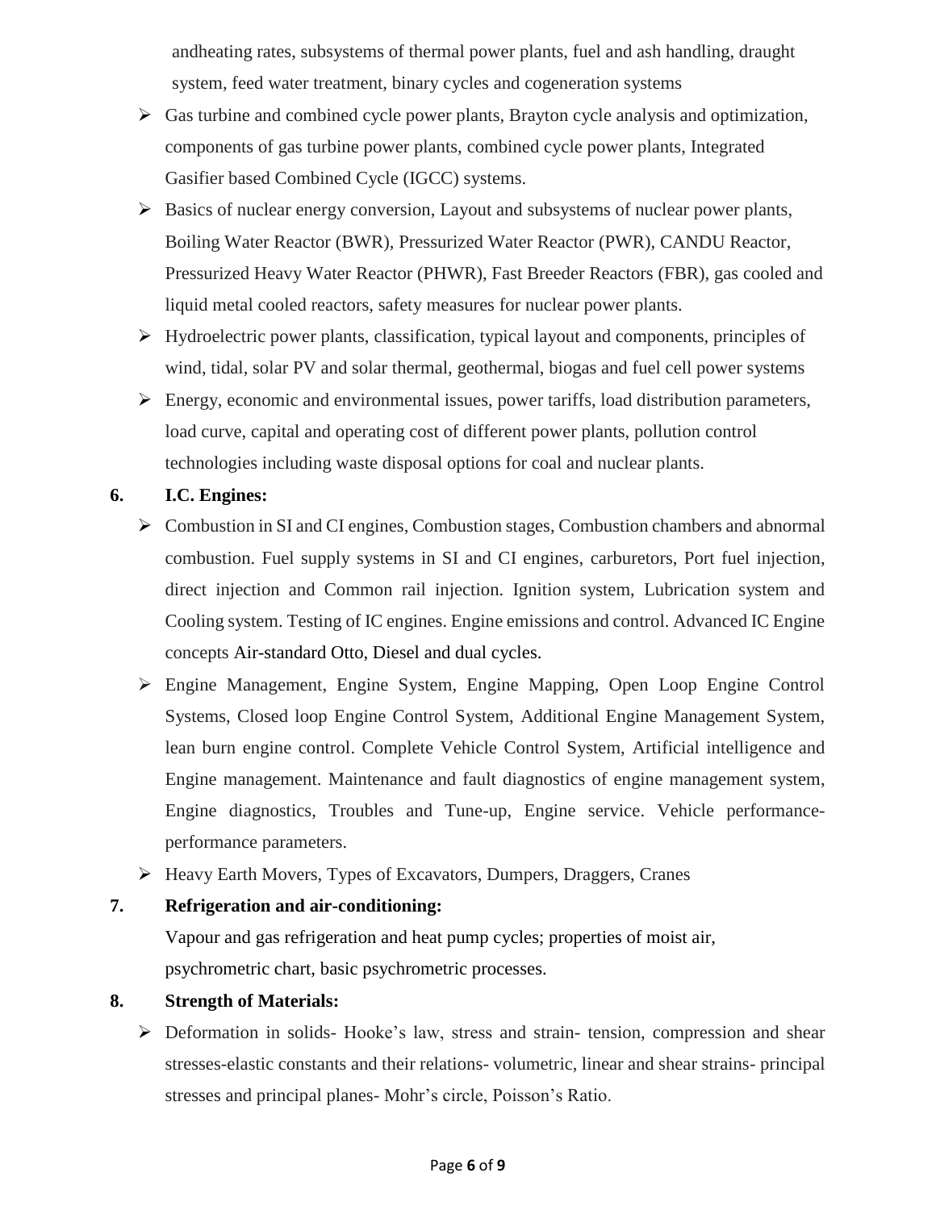andheating rates, subsystems of thermal power plants, fuel and ash handling, draught system, feed water treatment, binary cycles and cogeneration systems

- Gas turbine and combined cycle power plants, Brayton cycle analysis and optimization, components of gas turbine power plants, combined cycle power plants, Integrated Gasifier based Combined Cycle (IGCC) systems.
- Basics of nuclear energy conversion, Layout and subsystems of nuclear power plants, Boiling Water Reactor (BWR), Pressurized Water Reactor (PWR), CANDU Reactor, Pressurized Heavy Water Reactor (PHWR), Fast Breeder Reactors (FBR), gas cooled and liquid metal cooled reactors, safety measures for nuclear power plants.
- Hydroelectric power plants, classification, typical layout and components, principles of wind, tidal, solar PV and solar thermal, geothermal, biogas and fuel cell power systems
- Energy, economic and environmental issues, power tariffs, load distribution parameters, load curve, capital and operating cost of different power plants, pollution control technologies including waste disposal options for coal and nuclear plants.

**6. I.C. Engines:**

- Combustion in SI and CI engines, Combustion stages, Combustion chambers and abnormal combustion. Fuel supply systems in SI and CI engines, carburetors, Port fuel injection, direct injection and Common rail injection. Ignition system, Lubrication system and Cooling system. Testing of IC engines. Engine emissions and control. Advanced IC Engine concepts Air-standard Otto, Diesel and dual cycles.
- Engine Management, Engine System, Engine Mapping, Open Loop Engine Control Systems, Closed loop Engine Control System, Additional Engine Management System, lean burn engine control. Complete Vehicle Control System, Artificial intelligence and Engine management. Maintenance and fault diagnostics of engine management system, Engine diagnostics, Troubles and Tune-up, Engine service. Vehicle performance-performance parameters.
- Heavy Earth Movers, Types of Excavators, Dumpers, Draggers, Cranes

**7. Refrigeration and air-conditioning:**

Vapour and gas refrigeration and heat pump cycles; properties of moist air, psychrometric chart, basic psychrometric processes.

**8. Strength of Materials:**

- Deformation in solids- Hooke's law, stress and strain- tension, compression and shear stresses-elastic constants and their relations- volumetric, linear and shear strains- principal stresses and principal planes- Mohr's circle, Poisson's Ratio.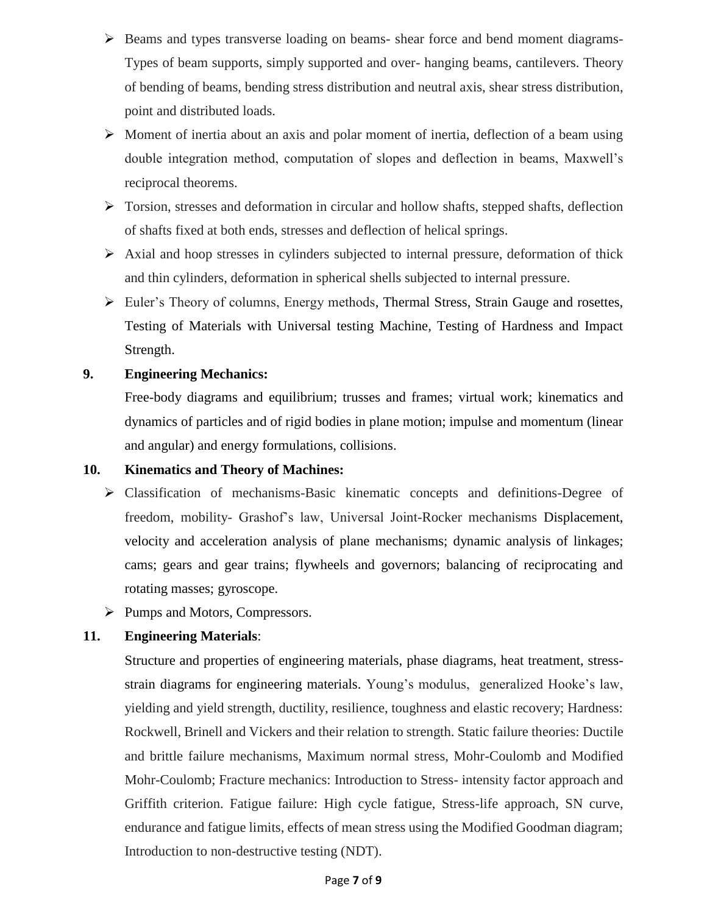- Beams and types transverse loading on beams- shear force and bend moment diagrams- Types of beam supports, simply supported and over- hanging beams, cantilevers. Theory of bending of beams, bending stress distribution and neutral axis, shear stress distribution, point and distributed loads.
- Moment of inertia about an axis and polar moment of inertia, deflection of a beam using double integration method, computation of slopes and deflection in beams, Maxwell's reciprocal theorems.
- Torsion, stresses and deformation in circular and hollow shafts, stepped shafts, deflection of shafts fixed at both ends, stresses and deflection of helical springs.
- Axial and hoop stresses in cylinders subjected to internal pressure, deformation of thick and thin cylinders, deformation in spherical shells subjected to internal pressure.
- Euler's Theory of columns, Energy methods, Thermal Stress, Strain Gauge and rosettes, Testing of Materials with Universal testing Machine, Testing of Hardness and Impact Strength.

**9. Engineering Mechanics:**

Free-body diagrams and equilibrium; trusses and frames; virtual work; kinematics and dynamics of particles and of rigid bodies in plane motion; impulse and momentum (linear and angular) and energy formulations, collisions.

**10. Kinematics and Theory of Machines:**

- Classification of mechanisms-Basic kinematic concepts and definitions-Degree of freedom, mobility- Grashof's law, Universal Joint-Rocker mechanisms Displacement, velocity and acceleration analysis of plane mechanisms; dynamic analysis of linkages; cams; gears and gear trains; flywheels and governors; balancing of reciprocating and rotating masses; gyroscope.
- Pumps and Motors, Compressors.

**11. Engineering Materials**:

Structure and properties of engineering materials, phase diagrams, heat treatment, stress-strain diagrams for engineering materials. Young's modulus, generalized Hooke's law, yielding and yield strength, ductility, resilience, toughness and elastic recovery; Hardness: Rockwell, Brinell and Vickers and their relation to strength. Static failure theories: Ductile and brittle failure mechanisms, Maximum normal stress, Mohr-Coulomb and Modified Mohr-Coulomb; Fracture mechanics: Introduction to Stress- intensity factor approach and Griffith criterion. Fatigue failure: High cycle fatigue, Stress-life approach, SN curve, endurance and fatigue limits, effects of mean stress using the Modified Goodman diagram; Introduction to non-destructive testing (NDT).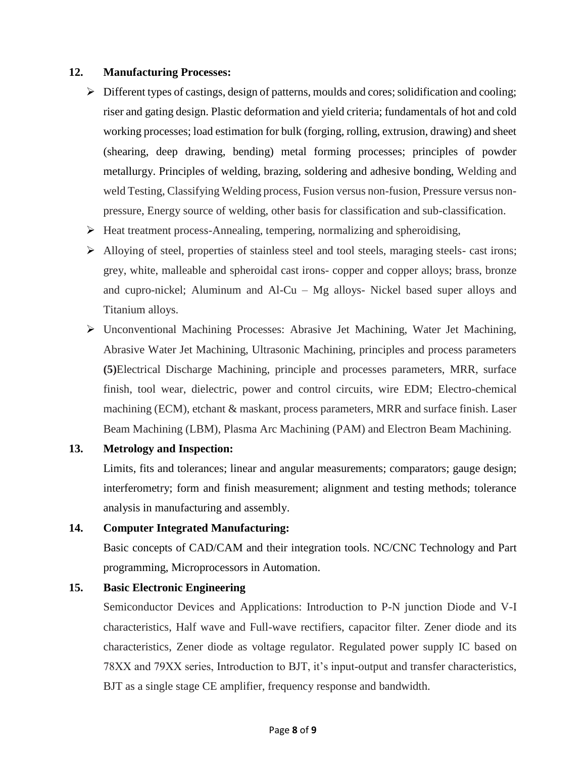**12. Manufacturing Processes:**

- Different types of castings, design of patterns, moulds and cores; solidification and cooling; riser and gating design. Plastic deformation and yield criteria; fundamentals of hot and cold working processes; load estimation for bulk (forging, rolling, extrusion, drawing) and sheet (shearing, deep drawing, bending) metal forming processes; principles of powder metallurgy. Principles of welding, brazing, soldering and adhesive bonding, Welding and weld Testing, Classifying Welding process, Fusion versus non-fusion, Pressure versus non-pressure, Energy source of welding, other basis for classification and sub-classification.
- Heat treatment process-Annealing, tempering, normalizing and spheroidising,
- Alloying of steel, properties of stainless steel and tool steels, maraging steels- cast irons; grey, white, malleable and spheroidal cast irons- copper and copper alloys; brass, bronze and cupro-nickel; Aluminum and Al-Cu – Mg alloys- Nickel based super alloys and Titanium alloys.
- Unconventional Machining Processes: Abrasive Jet Machining, Water Jet Machining, Abrasive Water Jet Machining, Ultrasonic Machining, principles and process parameters **(5)**Electrical Discharge Machining, principle and processes parameters, MRR, surface finish, tool wear, dielectric, power and control circuits, wire EDM; Electro-chemical machining (ECM), etchant & maskant, process parameters, MRR and surface finish. Laser Beam Machining (LBM), Plasma Arc Machining (PAM) and Electron Beam Machining.

**13. Metrology and Inspection:**

Limits, fits and tolerances; linear and angular measurements; comparators; gauge design; interferometry; form and finish measurement; alignment and testing methods; tolerance analysis in manufacturing and assembly.

**14. Computer Integrated Manufacturing:**

Basic concepts of CAD/CAM and their integration tools. NC/CNC Technology and Part programming, Microprocessors in Automation.

**15. Basic Electronic Engineering**

Semiconductor Devices and Applications: Introduction to P-N junction Diode and V-I characteristics, Half wave and Full-wave rectifiers, capacitor filter. Zener diode and its characteristics, Zener diode as voltage regulator. Regulated power supply IC based on 78XX and 79XX series, Introduction to BJT, it's input-output and transfer characteristics, BJT as a single stage CE amplifier, frequency response and bandwidth.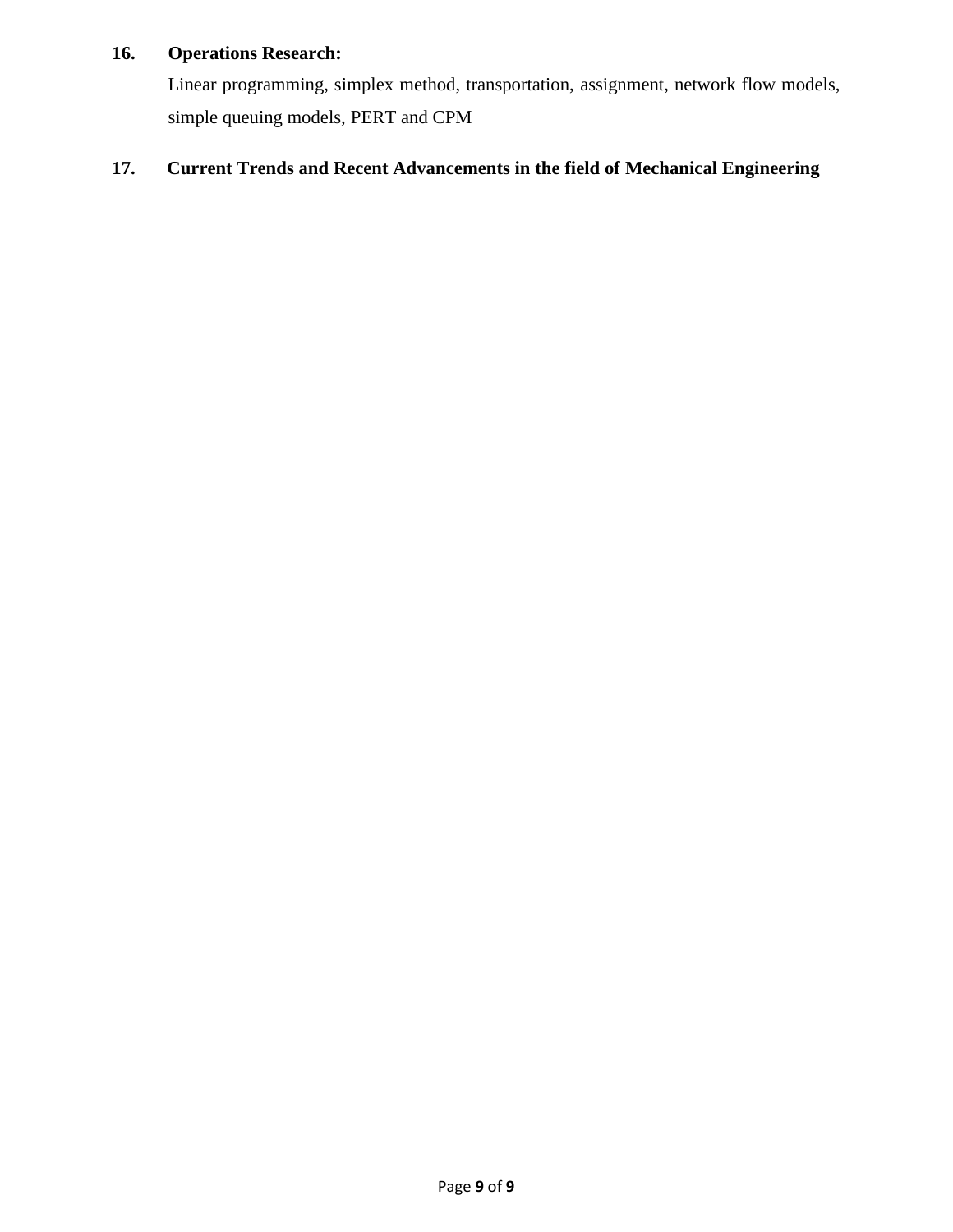**16. Operations Research:**

Linear programming, simplex method, transportation, assignment, network flow models, simple queuing models, PERT and CPM

**17. Current Trends and Recent Advancements in the field of Mechanical Engineering**